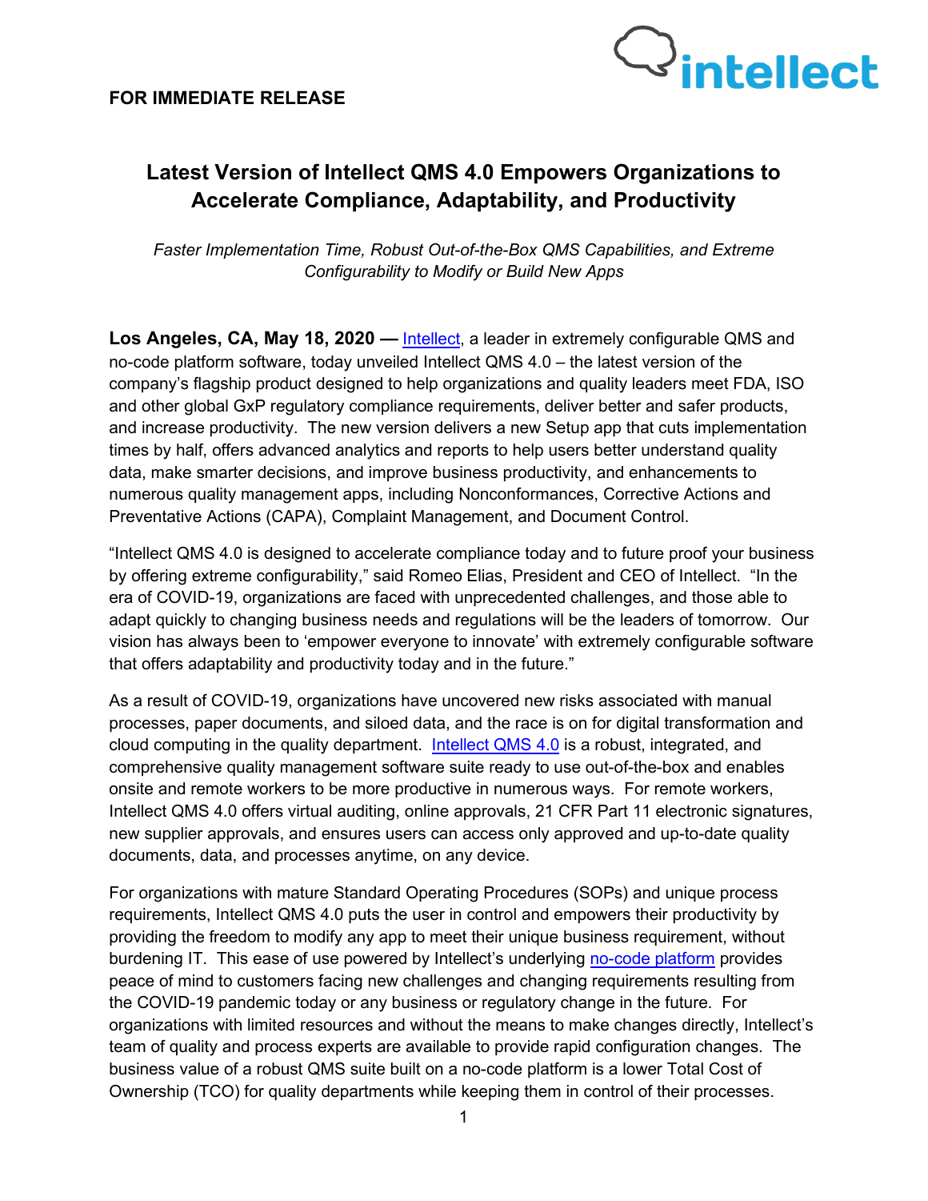**FOR IMMEDIATE RELEASE**

# Latest Version of Intellect QMS 4.0 Empowers Organizations to Accelerate Compliance, Adaptability, and Productivity

*Faster Implementation Time, Robust Out-of-the-Box QMS Capabilities, and Extreme Configurability to Modify or Build New Apps*

**Los Angeles, CA, May 18, 2020 —** Intellect, a leader in extremely configurable QMS and no-code platform software, today unveiled Intellect QMS 4.0 – the latest version of the company's flagship product designed to help organizations and quality leaders meet FDA, ISO and other global GxP regulatory compliance requirements, deliver better and safer products, and increase productivity. The new version delivers a new Setup app that cuts implementation times by half, offers advanced analytics and reports to help users better understand quality data, make smarter decisions, and improve business productivity, and enhancements to numerous quality management apps, including Nonconformances, Corrective Actions and Preventative Actions (CAPA), Complaint Management, and Document Control.

"Intellect QMS 4.0 is designed to accelerate compliance today and to future proof your business by offering extreme configurability," said Romeo Elias, President and CEO of Intellect. "In the era of COVID-19, organizations are faced with unprecedented challenges, and those able to adapt quickly to changing business needs and regulations will be the leaders of tomorrow. Our vision has always been to 'empower everyone to innovate' with extremely configurable software that offers adaptability and productivity today and in the future."

As a result of COVID-19, organizations have uncovered new risks associated with manual processes, paper documents, and siloed data, and the race is on for digital transformation and cloud computing in the quality department. Intellect QMS 4.0 is a robust, integrated, and comprehensive quality management software suite ready to use out-of-the-box and enables onsite and remote workers to be more productive in numerous ways. For remote workers, Intellect QMS 4.0 offers virtual auditing, online approvals, 21 CFR Part 11 electronic signatures, new supplier approvals, and ensures users can access only approved and up-to-date quality documents, data, and processes anytime, on any device.

For organizations with mature Standard Operating Procedures (SOPs) and unique process requirements, Intellect QMS 4.0 puts the user in control and empowers their productivity by providing the freedom to modify any app to meet their unique business requirement, without burdening IT. This ease of use powered by Intellect's underlying no-code platform provides peace of mind to customers facing new challenges and changing requirements resulting from the COVID-19 pandemic today or any business or regulatory change in the future. For organizations with limited resources and without the means to make changes directly, Intellect's team of quality and process experts are available to provide rapid configuration changes. The business value of a robust QMS suite built on a no-code platform is a lower Total Cost of Ownership (TCO) for quality departments while keeping them in control of their processes.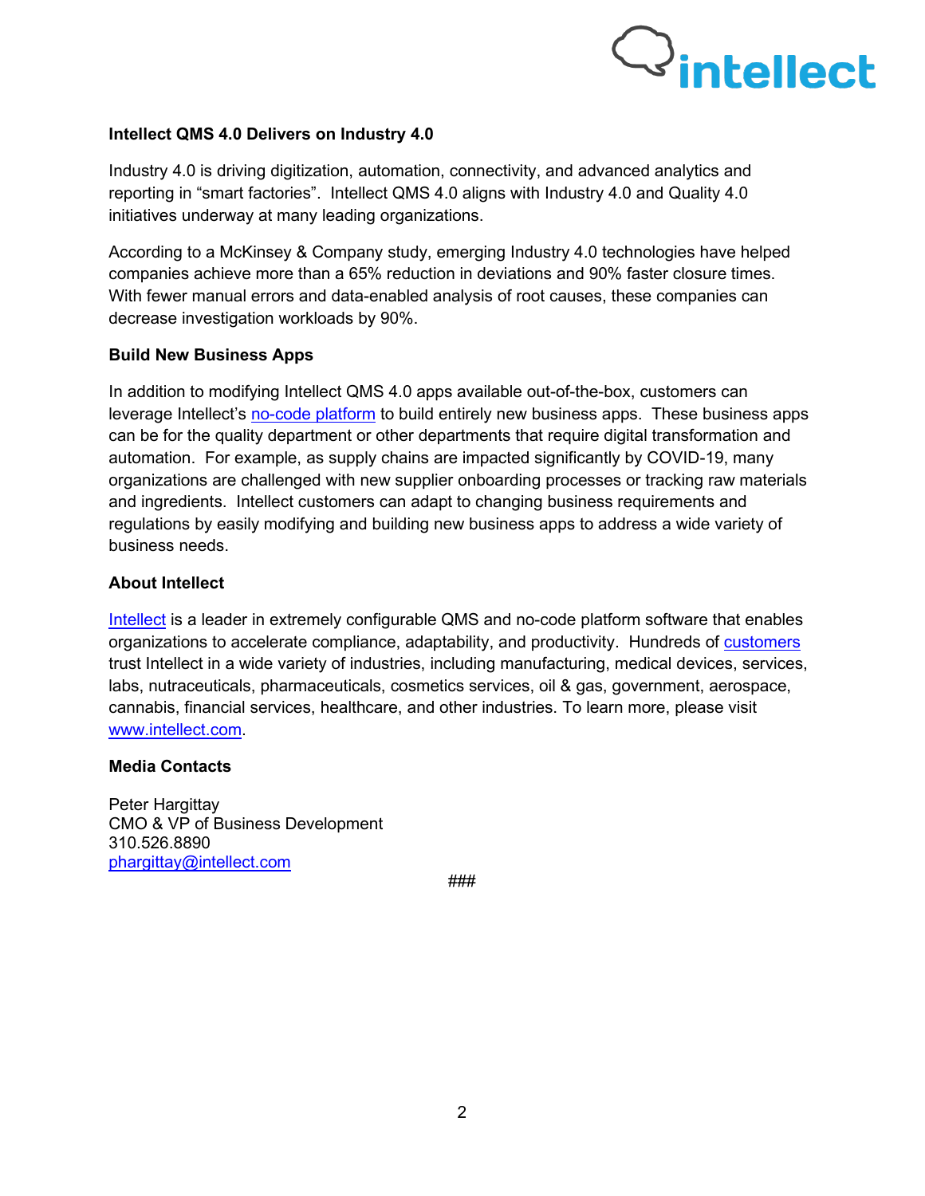**Intellect QMS 4.0 Delivers on Industry 4.0**

Industry 4.0 is driving digitization, automation, connectivity, and advanced analytics and reporting in "smart factories". Intellect QMS 4.0 aligns with Industry 4.0 and Quality 4.0 initiatives underway at many leading organizations.

According to a McKinsey & Company study, emerging Industry 4.0 technologies have helped companies achieve more than a 65% reduction in deviations and 90% faster closure times. With fewer manual errors and data-enabled analysis of root causes, these companies can decrease investigation workloads by 90%.

**Build New Business Apps**

In addition to modifying Intellect QMS 4.0 apps available out-of-the-box, customers can leverage Intellect's no-code platform to build entirely new business apps. These business apps can be for the quality department or other departments that require digital transformation and automation. For example, as supply chains are impacted significantly by COVID-19, many organizations are challenged with new supplier onboarding processes or tracking raw materials and ingredients. Intellect customers can adapt to changing business requirements and regulations by easily modifying and building new business apps to address a wide variety of business needs.

**About Intellect**

Intellect is a leader in extremely configurable QMS and no-code platform software that enables organizations to accelerate compliance, adaptability, and productivity. Hundreds of customers trust Intellect in a wide variety of industries, including manufacturing, medical devices, services, labs, nutraceuticals, pharmaceuticals, cosmetics services, oil & gas, government, aerospace, cannabis, financial services, healthcare, and other industries. To learn more, please visit www.intellect.com.

**Media Contacts**

Peter Hargittay
CMO & VP of Business Development
310.526.8890
phargittay@intellect.com

###